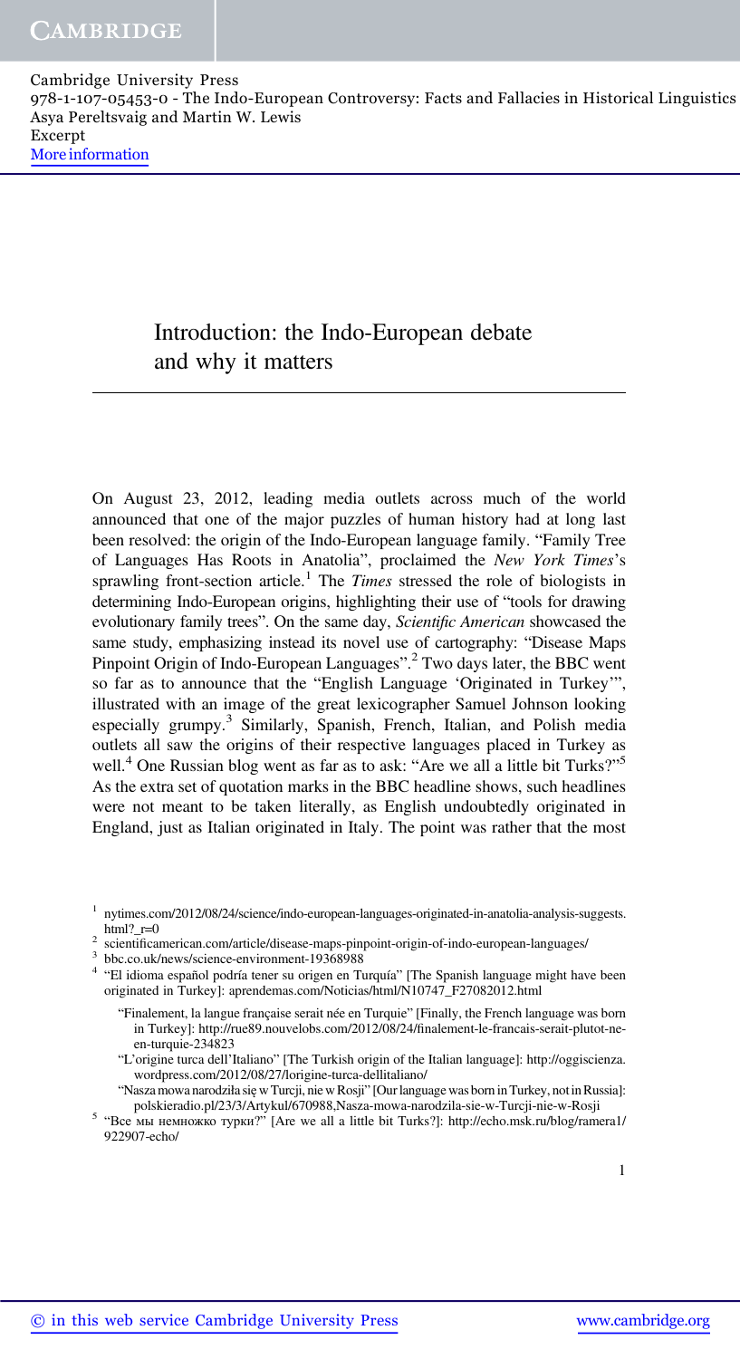# Introduction: the Indo-European debate and why it matters

On August 23, 2012, leading media outlets across much of the world announced that one of the major puzzles of human history had at long last been resolved: the origin of the Indo-European language family. "Family Tree of Languages Has Roots in Anatolia", proclaimed the *New York Times*'s sprawling front-section article.[1] The *Times* stressed the role of biologists in determining Indo-European origins, highlighting their use of "tools for drawing evolutionary family trees". On the same day, *Scientific American* showcased the same study, emphasizing instead its novel use of cartography: "Disease Maps Pinpoint Origin of Indo-European Languages".[2] Two days later, the BBC went so far as to announce that the "English Language 'Originated in Turkey'", illustrated with an image of the great lexicographer Samuel Johnson looking especially grumpy.[3] Similarly, Spanish, French, Italian, and Polish media outlets all saw the origins of their respective languages placed in Turkey as well.[4] One Russian blog went as far as to ask: "Are we all a little bit Turks?"[5] As the extra set of quotation marks in the BBC headline shows, such headlines were not meant to be taken literally, as English undoubtedly originated in England, just as Italian originated in Italy. The point was rather that the most

---

[1] nytimes.com/2012/08/24/science/indo-european-languages-originated-in-anatolia-analysis-suggests.html?_r=0

[2] scientificamerican.com/article/disease-maps-pinpoint-origin-of-indo-european-languages/

[3] bbc.co.uk/news/science-environment-19368988

[4] "El idioma español podría tener su origen en Turquía" [The Spanish language might have been originated in Turkey]: aprendemas.com/Noticias/html/N10747_F27082012.html

"Finalement, la langue française serait née en Turquie" [Finally, the French language was born in Turkey]: http://rue89.nouvelobs.com/2012/08/24/finalement-le-francais-serait-plutot-ne-en-turquie-234823

"L'origine turca dell'Italiano" [The Turkish origin of the Italian language]: http://oggiscienza.wordpress.com/2012/08/27/lorigine-turca-dellitaliano/

"Nasza mowa narodziła się w Turcji, nie w Rosji" [Our language was born in Turkey, not in Russia]: polskieradio.pl/23/3/Artykul/670988,Nasza-mowa-narodzila-sie-w-Turcji-nie-w-Rosji

[5] "Все мы немножко турки?" [Are we all a little bit Turks?]: http://echo.msk.ru/blog/ramera1/922907-echo/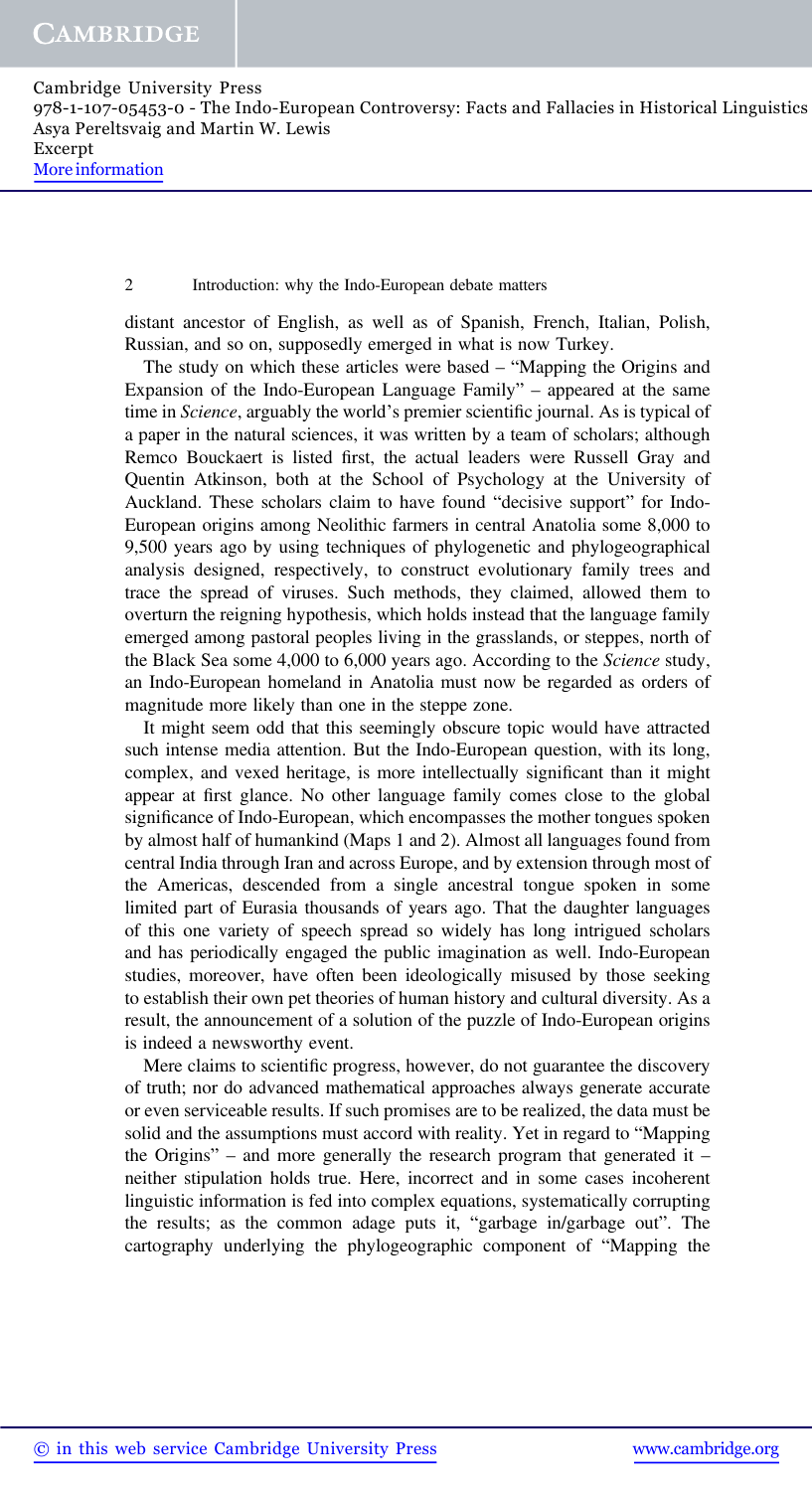distant ancestor of English, as well as of Spanish, French, Italian, Polish, Russian, and so on, supposedly emerged in what is now Turkey.

The study on which these articles were based – "Mapping the Origins and Expansion of the Indo-European Language Family" – appeared at the same time in *Science*, arguably the world's premier scientific journal. As is typical of a paper in the natural sciences, it was written by a team of scholars; although Remco Bouckaert is listed first, the actual leaders were Russell Gray and Quentin Atkinson, both at the School of Psychology at the University of Auckland. These scholars claim to have found "decisive support" for Indo-European origins among Neolithic farmers in central Anatolia some 8,000 to 9,500 years ago by using techniques of phylogenetic and phylogeographical analysis designed, respectively, to construct evolutionary family trees and trace the spread of viruses. Such methods, they claimed, allowed them to overturn the reigning hypothesis, which holds instead that the language family emerged among pastoral peoples living in the grasslands, or steppes, north of the Black Sea some 4,000 to 6,000 years ago. According to the *Science* study, an Indo-European homeland in Anatolia must now be regarded as orders of magnitude more likely than one in the steppe zone.

It might seem odd that this seemingly obscure topic would have attracted such intense media attention. But the Indo-European question, with its long, complex, and vexed heritage, is more intellectually significant than it might appear at first glance. No other language family comes close to the global significance of Indo-European, which encompasses the mother tongues spoken by almost half of humankind (Maps 1 and 2). Almost all languages found from central India through Iran and across Europe, and by extension through most of the Americas, descended from a single ancestral tongue spoken in some limited part of Eurasia thousands of years ago. That the daughter languages of this one variety of speech spread so widely has long intrigued scholars and has periodically engaged the public imagination as well. Indo-European studies, moreover, have often been ideologically misused by those seeking to establish their own pet theories of human history and cultural diversity. As a result, the announcement of a solution of the puzzle of Indo-European origins is indeed a newsworthy event.

Mere claims to scientific progress, however, do not guarantee the discovery of truth; nor do advanced mathematical approaches always generate accurate or even serviceable results. If such promises are to be realized, the data must be solid and the assumptions must accord with reality. Yet in regard to "Mapping the Origins" – and more generally the research program that generated it – neither stipulation holds true. Here, incorrect and in some cases incoherent linguistic information is fed into complex equations, systematically corrupting the results; as the common adage puts it, "garbage in/garbage out". The cartography underlying the phylogeographic component of "Mapping the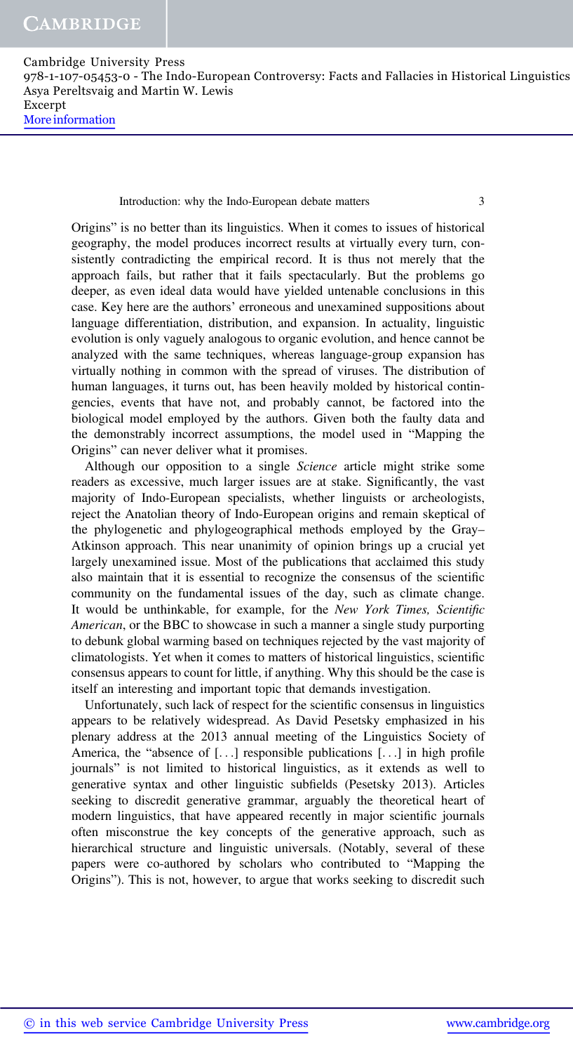Origins" is no better than its linguistics. When it comes to issues of historical geography, the model produces incorrect results at virtually every turn, consistently contradicting the empirical record. It is thus not merely that the approach fails, but rather that it fails spectacularly. But the problems go deeper, as even ideal data would have yielded untenable conclusions in this case. Key here are the authors' erroneous and unexamined suppositions about language differentiation, distribution, and expansion. In actuality, linguistic evolution is only vaguely analogous to organic evolution, and hence cannot be analyzed with the same techniques, whereas language-group expansion has virtually nothing in common with the spread of viruses. The distribution of human languages, it turns out, has been heavily molded by historical contingencies, events that have not, and probably cannot, be factored into the biological model employed by the authors. Given both the faulty data and the demonstrably incorrect assumptions, the model used in "Mapping the Origins" can never deliver what it promises.

Although our opposition to a single *Science* article might strike some readers as excessive, much larger issues are at stake. Significantly, the vast majority of Indo-European specialists, whether linguists or archeologists, reject the Anatolian theory of Indo-European origins and remain skeptical of the phylogenetic and phylogeographical methods employed by the Gray–Atkinson approach. This near unanimity of opinion brings up a crucial yet largely unexamined issue. Most of the publications that acclaimed this study also maintain that it is essential to recognize the consensus of the scientific community on the fundamental issues of the day, such as climate change. It would be unthinkable, for example, for the *New York Times, Scientific American*, or the BBC to showcase in such a manner a single study purporting to debunk global warming based on techniques rejected by the vast majority of climatologists. Yet when it comes to matters of historical linguistics, scientific consensus appears to count for little, if anything. Why this should be the case is itself an interesting and important topic that demands investigation.

Unfortunately, such lack of respect for the scientific consensus in linguistics appears to be relatively widespread. As David Pesetsky emphasized in his plenary address at the 2013 annual meeting of the Linguistics Society of America, the "absence of [...] responsible publications [...] in high profile journals" is not limited to historical linguistics, as it extends as well to generative syntax and other linguistic subfields (Pesetsky 2013). Articles seeking to discredit generative grammar, arguably the theoretical heart of modern linguistics, that have appeared recently in major scientific journals often misconstrue the key concepts of the generative approach, such as hierarchical structure and linguistic universals. (Notably, several of these papers were co-authored by scholars who contributed to "Mapping the Origins"). This is not, however, to argue that works seeking to discredit such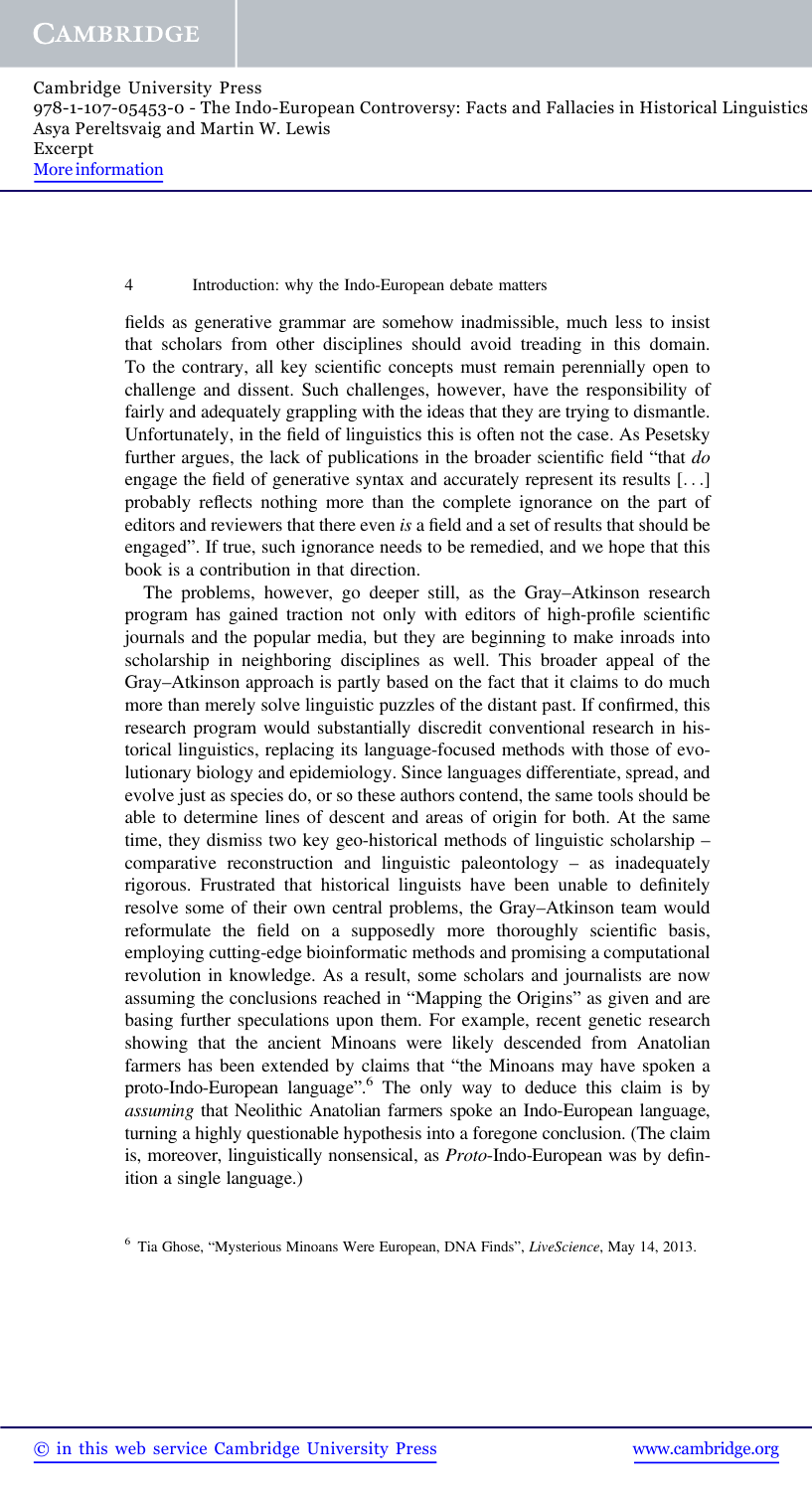fields as generative grammar are somehow inadmissible, much less to insist that scholars from other disciplines should avoid treading in this domain. To the contrary, all key scientific concepts must remain perennially open to challenge and dissent. Such challenges, however, have the responsibility of fairly and adequately grappling with the ideas that they are trying to dismantle. Unfortunately, in the field of linguistics this is often not the case. As Pesetsky further argues, the lack of publications in the broader scientific field "that *do* engage the field of generative syntax and accurately represent its results [...] probably reflects nothing more than the complete ignorance on the part of editors and reviewers that there even *is* a field and a set of results that should be engaged". If true, such ignorance needs to be remedied, and we hope that this book is a contribution in that direction.

The problems, however, go deeper still, as the Gray–Atkinson research program has gained traction not only with editors of high-profile scientific journals and the popular media, but they are beginning to make inroads into scholarship in neighboring disciplines as well. This broader appeal of the Gray–Atkinson approach is partly based on the fact that it claims to do much more than merely solve linguistic puzzles of the distant past. If confirmed, this research program would substantially discredit conventional research in historical linguistics, replacing its language-focused methods with those of evolutionary biology and epidemiology. Since languages differentiate, spread, and evolve just as species do, or so these authors contend, the same tools should be able to determine lines of descent and areas of origin for both. At the same time, they dismiss two key geo-historical methods of linguistic scholarship – comparative reconstruction and linguistic paleontology – as inadequately rigorous. Frustrated that historical linguists have been unable to definitely resolve some of their own central problems, the Gray–Atkinson team would reformulate the field on a supposedly more thoroughly scientific basis, employing cutting-edge bioinformatic methods and promising a computational revolution in knowledge. As a result, some scholars and journalists are now assuming the conclusions reached in "Mapping the Origins" as given and are basing further speculations upon them. For example, recent genetic research showing that the ancient Minoans were likely descended from Anatolian farmers has been extended by claims that "the Minoans may have spoken a proto-Indo-European language".[6] The only way to deduce this claim is by *assuming* that Neolithic Anatolian farmers spoke an Indo-European language, turning a highly questionable hypothesis into a foregone conclusion. (The claim is, moreover, linguistically nonsensical, as *Proto*-Indo-European was by definition a single language.)

[6] Tia Ghose, "Mysterious Minoans Were European, DNA Finds", *LiveScience*, May 14, 2013.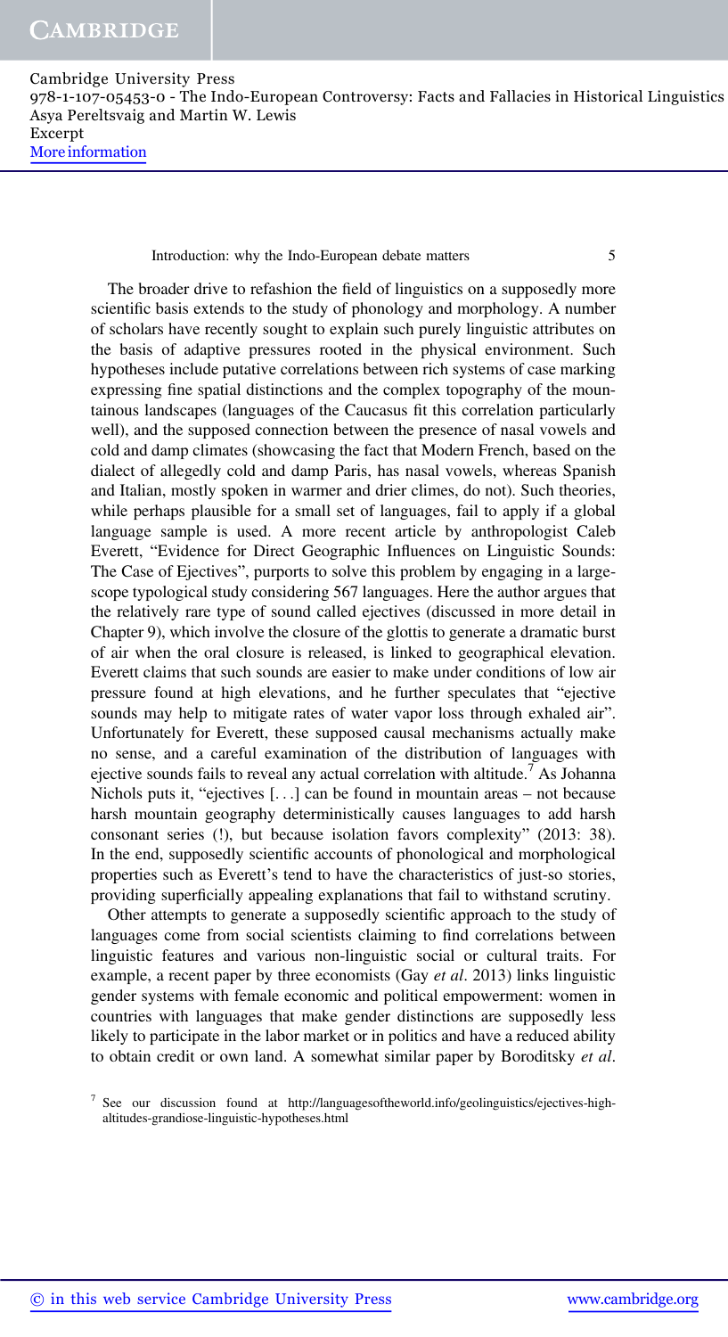The broader drive to refashion the field of linguistics on a supposedly more scientific basis extends to the study of phonology and morphology. A number of scholars have recently sought to explain such purely linguistic attributes on the basis of adaptive pressures rooted in the physical environment. Such hypotheses include putative correlations between rich systems of case marking expressing fine spatial distinctions and the complex topography of the mountainous landscapes (languages of the Caucasus fit this correlation particularly well), and the supposed connection between the presence of nasal vowels and cold and damp climates (showcasing the fact that Modern French, based on the dialect of allegedly cold and damp Paris, has nasal vowels, whereas Spanish and Italian, mostly spoken in warmer and drier climes, do not). Such theories, while perhaps plausible for a small set of languages, fail to apply if a global language sample is used. A more recent article by anthropologist Caleb Everett, "Evidence for Direct Geographic Influences on Linguistic Sounds: The Case of Ejectives", purports to solve this problem by engaging in a large-scope typological study considering 567 languages. Here the author argues that the relatively rare type of sound called ejectives (discussed in more detail in Chapter 9), which involve the closure of the glottis to generate a dramatic burst of air when the oral closure is released, is linked to geographical elevation. Everett claims that such sounds are easier to make under conditions of low air pressure found at high elevations, and he further speculates that "ejective sounds may help to mitigate rates of water vapor loss through exhaled air". Unfortunately for Everett, these supposed causal mechanisms actually make no sense, and a careful examination of the distribution of languages with ejective sounds fails to reveal any actual correlation with altitude.[7] As Johanna Nichols puts it, "ejectives [...] can be found in mountain areas – not because harsh mountain geography deterministically causes languages to add harsh consonant series (!), but because isolation favors complexity" (2013: 38). In the end, supposedly scientific accounts of phonological and morphological properties such as Everett's tend to have the characteristics of just-so stories, providing superficially appealing explanations that fail to withstand scrutiny.

Other attempts to generate a supposedly scientific approach to the study of languages come from social scientists claiming to find correlations between linguistic features and various non-linguistic social or cultural traits. For example, a recent paper by three economists (Gay *et al*. 2013) links linguistic gender systems with female economic and political empowerment: women in countries with languages that make gender distinctions are supposedly less likely to participate in the labor market or in politics and have a reduced ability to obtain credit or own land. A somewhat similar paper by Boroditsky *et al*.

[7] See our discussion found at http://languagesoftheworld.info/geolinguistics/ejectives-high-altitudes-grandiose-linguistic-hypotheses.html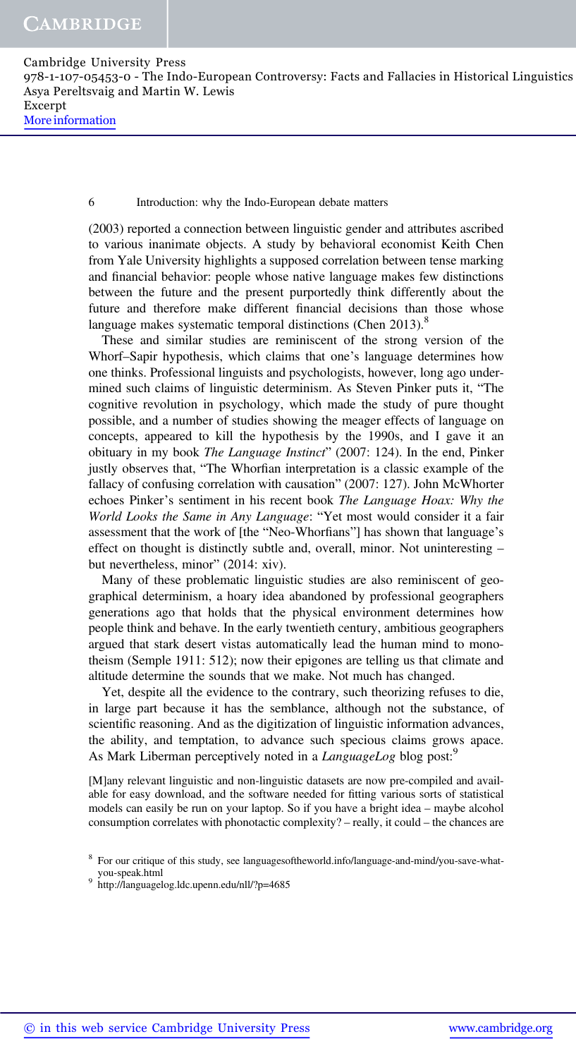(2003) reported a connection between linguistic gender and attributes ascribed to various inanimate objects. A study by behavioral economist Keith Chen from Yale University highlights a supposed correlation between tense marking and financial behavior: people whose native language makes few distinctions between the future and the present purportedly think differently about the future and therefore make different financial decisions than those whose language makes systematic temporal distinctions (Chen 2013).[8]

These and similar studies are reminiscent of the strong version of the Whorf–Sapir hypothesis, which claims that one's language determines how one thinks. Professional linguists and psychologists, however, long ago undermined such claims of linguistic determinism. As Steven Pinker puts it, "The cognitive revolution in psychology, which made the study of pure thought possible, and a number of studies showing the meager effects of language on concepts, appeared to kill the hypothesis by the 1990s, and I gave it an obituary in my book *The Language Instinct*" (2007: 124). In the end, Pinker justly observes that, "The Whorfian interpretation is a classic example of the fallacy of confusing correlation with causation" (2007: 127). John McWhorter echoes Pinker's sentiment in his recent book *The Language Hoax: Why the World Looks the Same in Any Language*: "Yet most would consider it a fair assessment that the work of [the "Neo-Whorfians"] has shown that language's effect on thought is distinctly subtle and, overall, minor. Not uninteresting – but nevertheless, minor" (2014: xiv).

Many of these problematic linguistic studies are also reminiscent of geographical determinism, a hoary idea abandoned by professional geographers generations ago that holds that the physical environment determines how people think and behave. In the early twentieth century, ambitious geographers argued that stark desert vistas automatically lead the human mind to monotheism (Semple 1911: 512); now their epigones are telling us that climate and altitude determine the sounds that we make. Not much has changed.

Yet, despite all the evidence to the contrary, such theorizing refuses to die, in large part because it has the semblance, although not the substance, of scientific reasoning. And as the digitization of linguistic information advances, the ability, and temptation, to advance such specious claims grows apace. As Mark Liberman perceptively noted in a *LanguageLog* blog post:[9]

> [M]any relevant linguistic and non-linguistic datasets are now pre-compiled and available for easy download, and the software needed for fitting various sorts of statistical models can easily be run on your laptop. So if you have a bright idea – maybe alcohol consumption correlates with phonotactic complexity? – really, it could – the chances are

[8] For our critique of this study, see languagesoftheworld.info/language-and-mind/you-save-what-you-speak.html

[9] http://languagelog.ldc.upenn.edu/nll/?p=4685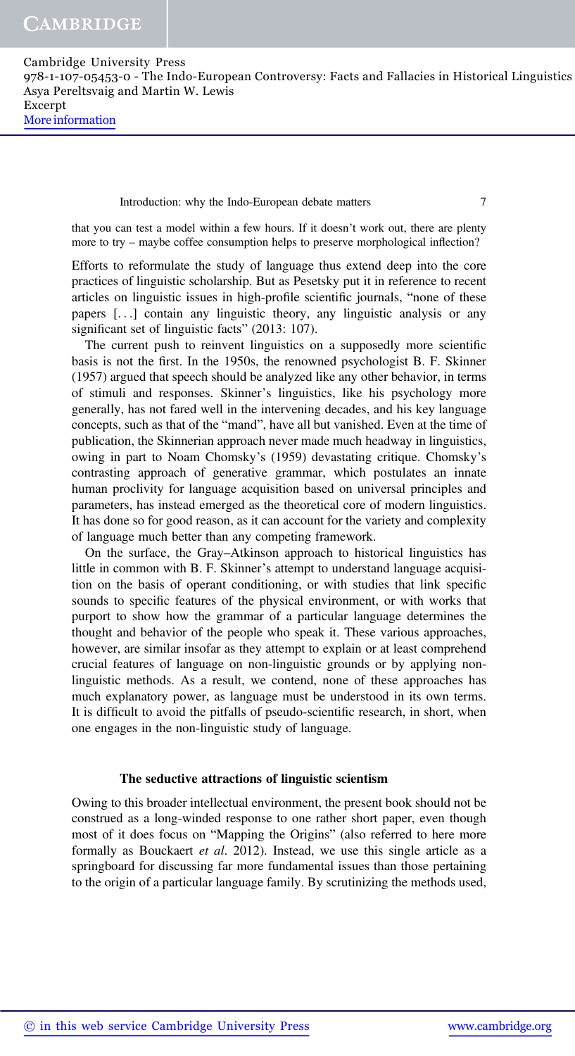that you can test a model within a few hours. If it doesn't work out, there are plenty more to try – maybe coffee consumption helps to preserve morphological inflection?

Efforts to reformulate the study of language thus extend deep into the core practices of linguistic scholarship. But as Pesetsky put it in reference to recent articles on linguistic issues in high-profile scientific journals, "none of these papers [...] contain any linguistic theory, any linguistic analysis or any significant set of linguistic facts" (2013: 107).

The current push to reinvent linguistics on a supposedly more scientific basis is not the first. In the 1950s, the renowned psychologist B. F. Skinner (1957) argued that speech should be analyzed like any other behavior, in terms of stimuli and responses. Skinner's linguistics, like his psychology more generally, has not fared well in the intervening decades, and his key language concepts, such as that of the "mand", have all but vanished. Even at the time of publication, the Skinnerian approach never made much headway in linguistics, owing in part to Noam Chomsky's (1959) devastating critique. Chomsky's contrasting approach of generative grammar, which postulates an innate human proclivity for language acquisition based on universal principles and parameters, has instead emerged as the theoretical core of modern linguistics. It has done so for good reason, as it can account for the variety and complexity of language much better than any competing framework.

On the surface, the Gray–Atkinson approach to historical linguistics has little in common with B. F. Skinner's attempt to understand language acquisition on the basis of operant conditioning, or with studies that link specific sounds to specific features of the physical environment, or with works that purport to show how the grammar of a particular language determines the thought and behavior of the people who speak it. These various approaches, however, are similar insofar as they attempt to explain or at least comprehend crucial features of language on non-linguistic grounds or by applying non-linguistic methods. As a result, we contend, none of these approaches has much explanatory power, as language must be understood in its own terms. It is difficult to avoid the pitfalls of pseudo-scientific research, in short, when one engages in the non-linguistic study of language.

### The seductive attractions of linguistic scientism

Owing to this broader intellectual environment, the present book should not be construed as a long-winded response to one rather short paper, even though most of it does focus on "Mapping the Origins" (also referred to here more formally as Bouckaert *et al*. 2012). Instead, we use this single article as a springboard for discussing far more fundamental issues than those pertaining to the origin of a particular language family. By scrutinizing the methods used,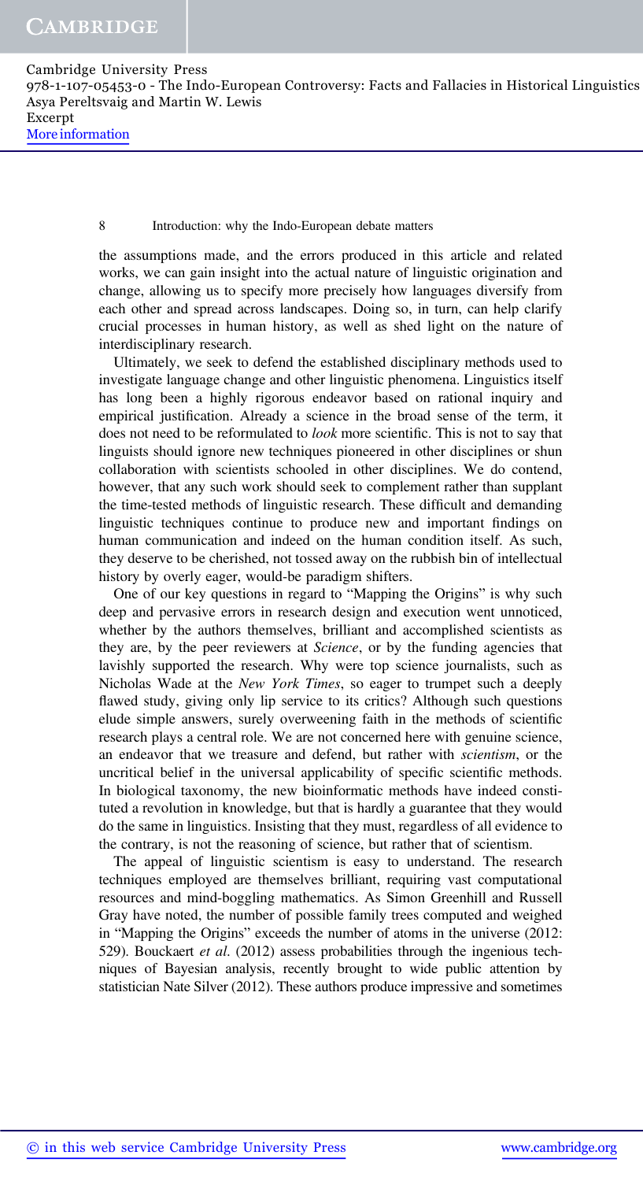the assumptions made, and the errors produced in this article and related works, we can gain insight into the actual nature of linguistic origination and change, allowing us to specify more precisely how languages diversify from each other and spread across landscapes. Doing so, in turn, can help clarify crucial processes in human history, as well as shed light on the nature of interdisciplinary research.

Ultimately, we seek to defend the established disciplinary methods used to investigate language change and other linguistic phenomena. Linguistics itself has long been a highly rigorous endeavor based on rational inquiry and empirical justification. Already a science in the broad sense of the term, it does not need to be reformulated to *look* more scientific. This is not to say that linguists should ignore new techniques pioneered in other disciplines or shun collaboration with scientists schooled in other disciplines. We do contend, however, that any such work should seek to complement rather than supplant the time-tested methods of linguistic research. These difficult and demanding linguistic techniques continue to produce new and important findings on human communication and indeed on the human condition itself. As such, they deserve to be cherished, not tossed away on the rubbish bin of intellectual history by overly eager, would-be paradigm shifters.

One of our key questions in regard to "Mapping the Origins" is why such deep and pervasive errors in research design and execution went unnoticed, whether by the authors themselves, brilliant and accomplished scientists as they are, by the peer reviewers at *Science*, or by the funding agencies that lavishly supported the research. Why were top science journalists, such as Nicholas Wade at the *New York Times*, so eager to trumpet such a deeply flawed study, giving only lip service to its critics? Although such questions elude simple answers, surely overweening faith in the methods of scientific research plays a central role. We are not concerned here with genuine science, an endeavor that we treasure and defend, but rather with *scientism*, or the uncritical belief in the universal applicability of specific scientific methods. In biological taxonomy, the new bioinformatic methods have indeed constituted a revolution in knowledge, but that is hardly a guarantee that they would do the same in linguistics. Insisting that they must, regardless of all evidence to the contrary, is not the reasoning of science, but rather that of scientism.

The appeal of linguistic scientism is easy to understand. The research techniques employed are themselves brilliant, requiring vast computational resources and mind-boggling mathematics. As Simon Greenhill and Russell Gray have noted, the number of possible family trees computed and weighed in "Mapping the Origins" exceeds the number of atoms in the universe (2012: 529). Bouckaert *et al*. (2012) assess probabilities through the ingenious techniques of Bayesian analysis, recently brought to wide public attention by statistician Nate Silver (2012). These authors produce impressive and sometimes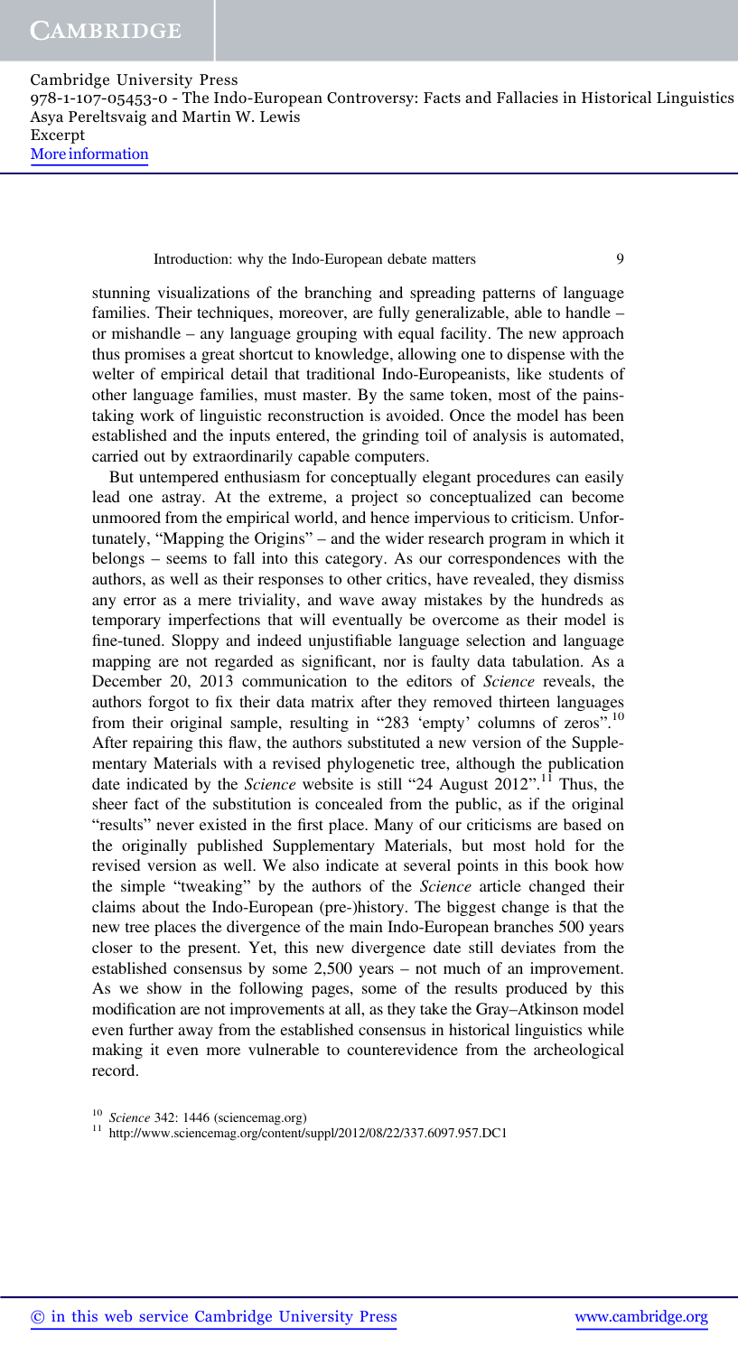stunning visualizations of the branching and spreading patterns of language families. Their techniques, moreover, are fully generalizable, able to handle – or mishandle – any language grouping with equal facility. The new approach thus promises a great shortcut to knowledge, allowing one to dispense with the welter of empirical detail that traditional Indo-Europeanists, like students of other language families, must master. By the same token, most of the painstaking work of linguistic reconstruction is avoided. Once the model has been established and the inputs entered, the grinding toil of analysis is automated, carried out by extraordinarily capable computers.

But untempered enthusiasm for conceptually elegant procedures can easily lead one astray. At the extreme, a project so conceptualized can become unmoored from the empirical world, and hence impervious to criticism. Unfortunately, "Mapping the Origins" – and the wider research program in which it belongs – seems to fall into this category. As our correspondences with the authors, as well as their responses to other critics, have revealed, they dismiss any error as a mere triviality, and wave away mistakes by the hundreds as temporary imperfections that will eventually be overcome as their model is fine-tuned. Sloppy and indeed unjustifiable language selection and language mapping are not regarded as significant, nor is faulty data tabulation. As a December 20, 2013 communication to the editors of *Science* reveals, the authors forgot to fix their data matrix after they removed thirteen languages from their original sample, resulting in "283 'empty' columns of zeros".[10] After repairing this flaw, the authors substituted a new version of the Supplementary Materials with a revised phylogenetic tree, although the publication date indicated by the *Science* website is still "24 August 2012".[11] Thus, the sheer fact of the substitution is concealed from the public, as if the original "results" never existed in the first place. Many of our criticisms are based on the originally published Supplementary Materials, but most hold for the revised version as well. We also indicate at several points in this book how the simple "tweaking" by the authors of the *Science* article changed their claims about the Indo-European (pre-)history. The biggest change is that the new tree places the divergence of the main Indo-European branches 500 years closer to the present. Yet, this new divergence date still deviates from the established consensus by some 2,500 years – not much of an improvement. As we show in the following pages, some of the results produced by this modification are not improvements at all, as they take the Gray–Atkinson model even further away from the established consensus in historical linguistics while making it even more vulnerable to counterevidence from the archeological record.

[10] *Science* 342: 1446 (sciencemag.org)

[11] http://www.sciencemag.org/content/suppl/2012/08/22/337.6097.957.DC1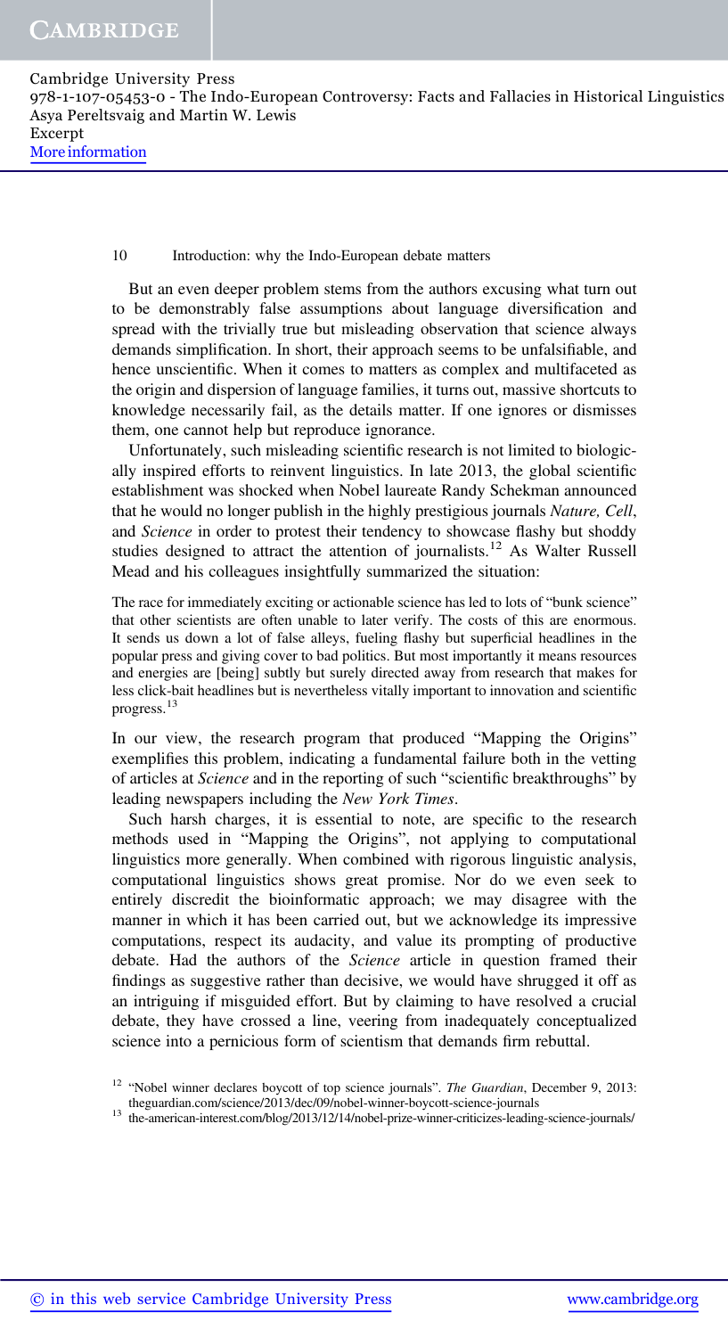But an even deeper problem stems from the authors excusing what turn out to be demonstrably false assumptions about language diversification and spread with the trivially true but misleading observation that science always demands simplification. In short, their approach seems to be unfalsifiable, and hence unscientific. When it comes to matters as complex and multifaceted as the origin and dispersion of language families, it turns out, massive shortcuts to knowledge necessarily fail, as the details matter. If one ignores or dismisses them, one cannot help but reproduce ignorance.

Unfortunately, such misleading scientific research is not limited to biologically inspired efforts to reinvent linguistics. In late 2013, the global scientific establishment was shocked when Nobel laureate Randy Schekman announced that he would no longer publish in the highly prestigious journals *Nature, Cell*, and *Science* in order to protest their tendency to showcase flashy but shoddy studies designed to attract the attention of journalists.[12] As Walter Russell Mead and his colleagues insightfully summarized the situation:

> The race for immediately exciting or actionable science has led to lots of "bunk science" that other scientists are often unable to later verify. The costs of this are enormous. It sends us down a lot of false alleys, fueling flashy but superficial headlines in the popular press and giving cover to bad politics. But most importantly it means resources and energies are [being] subtly but surely directed away from research that makes for less click-bait headlines but is nevertheless vitally important to innovation and scientific progress.[13]

In our view, the research program that produced "Mapping the Origins" exemplifies this problem, indicating a fundamental failure both in the vetting of articles at *Science* and in the reporting of such "scientific breakthroughs" by leading newspapers including the *New York Times*.

Such harsh charges, it is essential to note, are specific to the research methods used in "Mapping the Origins", not applying to computational linguistics more generally. When combined with rigorous linguistic analysis, computational linguistics shows great promise. Nor do we even seek to entirely discredit the bioinformatic approach; we may disagree with the manner in which it has been carried out, but we acknowledge its impressive computations, respect its audacity, and value its prompting of productive debate. Had the authors of the *Science* article in question framed their findings as suggestive rather than decisive, we would have shrugged it off as an intriguing if misguided effort. But by claiming to have resolved a crucial debate, they have crossed a line, veering from inadequately conceptualized science into a pernicious form of scientism that demands firm rebuttal.

---

[12] "Nobel winner declares boycott of top science journals". *The Guardian*, December 9, 2013: theguardian.com/science/2013/dec/09/nobel-winner-boycott-science-journals

[13] the-american-interest.com/blog/2013/12/14/nobel-prize-winner-criticizes-leading-science-journals/